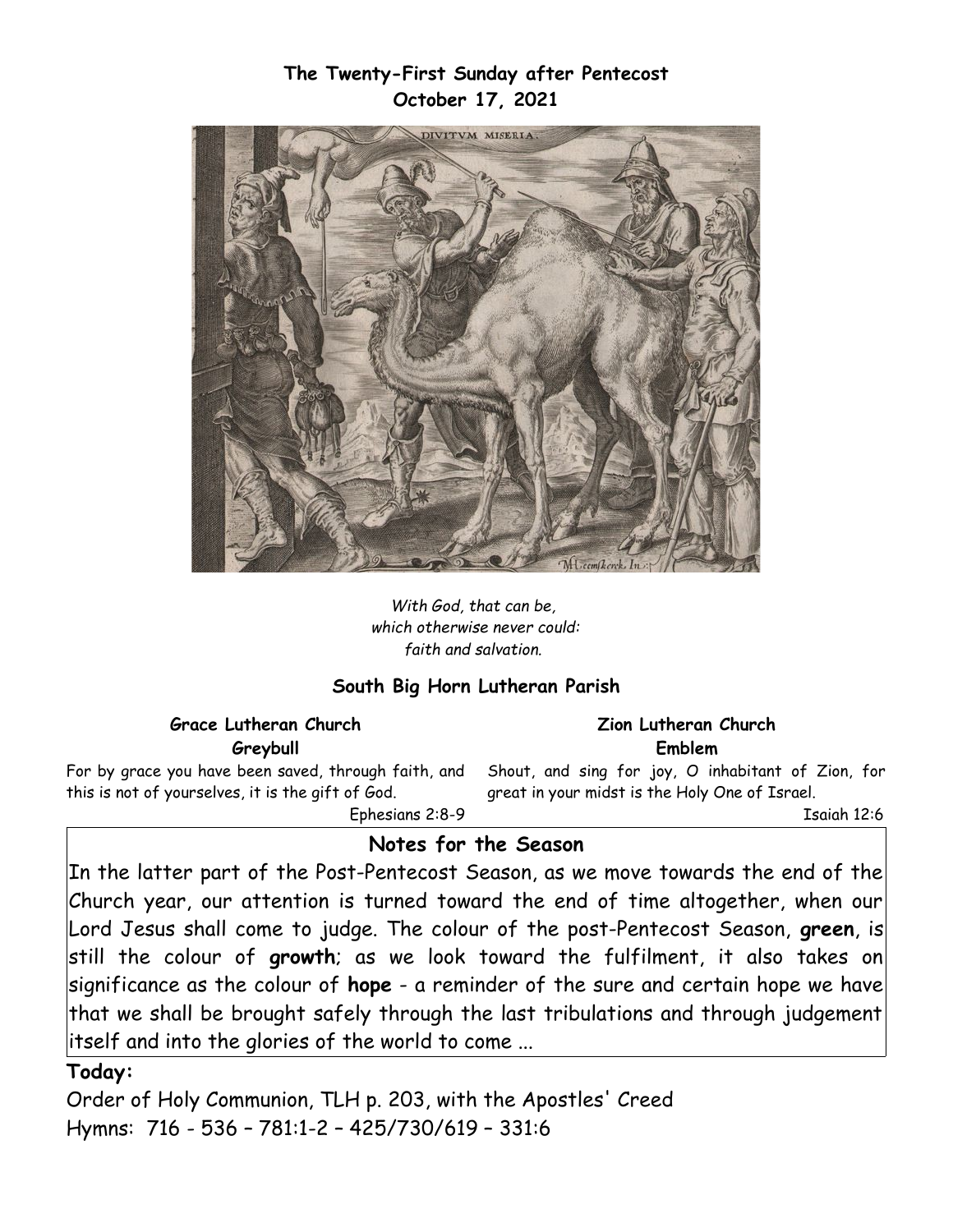**The Twenty-First Sunday after Pentecost**
**October 17, 2021**

*With God, that can be,*
*which otherwise never could:*
*faith and salvation.*

## South Big Horn Lutheran Parish

**Grace Lutheran Church**
**Greybull**

For by grace you have been saved, through faith, and this is not of yourselves, it is the gift of God.

Ephesians 2:8-9

**Zion Lutheran Church**
**Emblem**

Shout, and sing for joy, O inhabitant of Zion, for great in your midst is the Holy One of Israel.

Isaiah 12:6

## Notes for the Season

In the latter part of the Post-Pentecost Season, as we move towards the end of the Church year, our attention is turned toward the end of time altogether, when our Lord Jesus shall come to judge. The colour of the post-Pentecost Season, **green**, is still the colour of **growth**; as we look toward the fulfilment, it also takes on significance as the colour of **hope** - a reminder of the sure and certain hope we have that we shall be brought safely through the last tribulations and through judgement itself and into the glories of the world to come ...

**Today:**

Order of Holy Communion, TLH p. 203, with the Apostles' Creed
Hymns: 716 - 536 – 781:1-2 – 425/730/619 – 331:6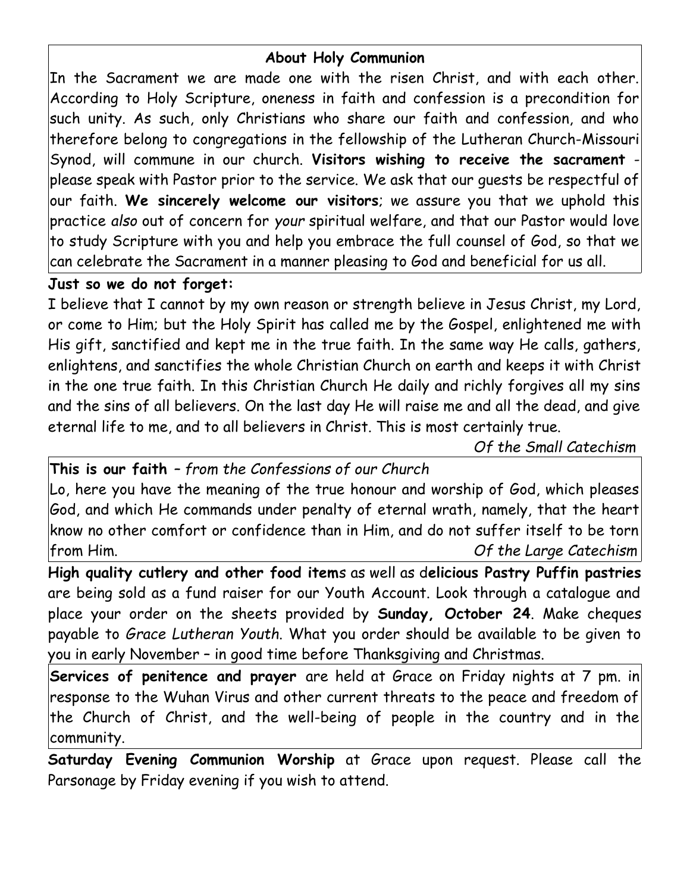## About Holy Communion

In the Sacrament we are made one with the risen Christ, and with each other. According to Holy Scripture, oneness in faith and confession is a precondition for such unity. As such, only Christians who share our faith and confession, and who therefore belong to congregations in the fellowship of the Lutheran Church-Missouri Synod, will commune in our church. **Visitors wishing to receive the sacrament** - please speak with Pastor prior to the service. We ask that our guests be respectful of our faith. **We sincerely welcome our visitors**; we assure you that we uphold this practice *also* out of concern for *your* spiritual welfare, and that our Pastor would love to study Scripture with you and help you embrace the full counsel of God, so that we can celebrate the Sacrament in a manner pleasing to God and beneficial for us all.

**Just so we do not forget:**

I believe that I cannot by my own reason or strength believe in Jesus Christ, my Lord, or come to Him; but the Holy Spirit has called me by the Gospel, enlightened me with His gift, sanctified and kept me in the true faith. In the same way He calls, gathers, enlightens, and sanctifies the whole Christian Church on earth and keeps it with Christ in the one true faith. In this Christian Church He daily and richly forgives all my sins and the sins of all believers. On the last day He will raise me and all the dead, and give eternal life to me, and to all believers in Christ. This is most certainly true.

*Of the Small Catechism*

**This is our faith** – *from the Confessions of our Church*

Lo, here you have the meaning of the true honour and worship of God, which pleases God, and which He commands under penalty of eternal wrath, namely, that the heart know no other comfort or confidence than in Him, and do not suffer itself to be torn from Him. *Of the Large Catechism*

**High quality cutlery and other food item**s as well as d**elicious Pastry Puffin pastries** are being sold as a fund raiser for our Youth Account. Look through a catalogue and place your order on the sheets provided by **Sunday, October 24**. Make cheques payable to *Grace Lutheran Youth*. What you order should be available to be given to you in early November – in good time before Thanksgiving and Christmas.

**Services of penitence and prayer** are held at Grace on Friday nights at 7 pm. in response to the Wuhan Virus and other current threats to the peace and freedom of the Church of Christ, and the well-being of people in the country and in the community.

**Saturday Evening Communion Worship** at Grace upon request. Please call the Parsonage by Friday evening if you wish to attend.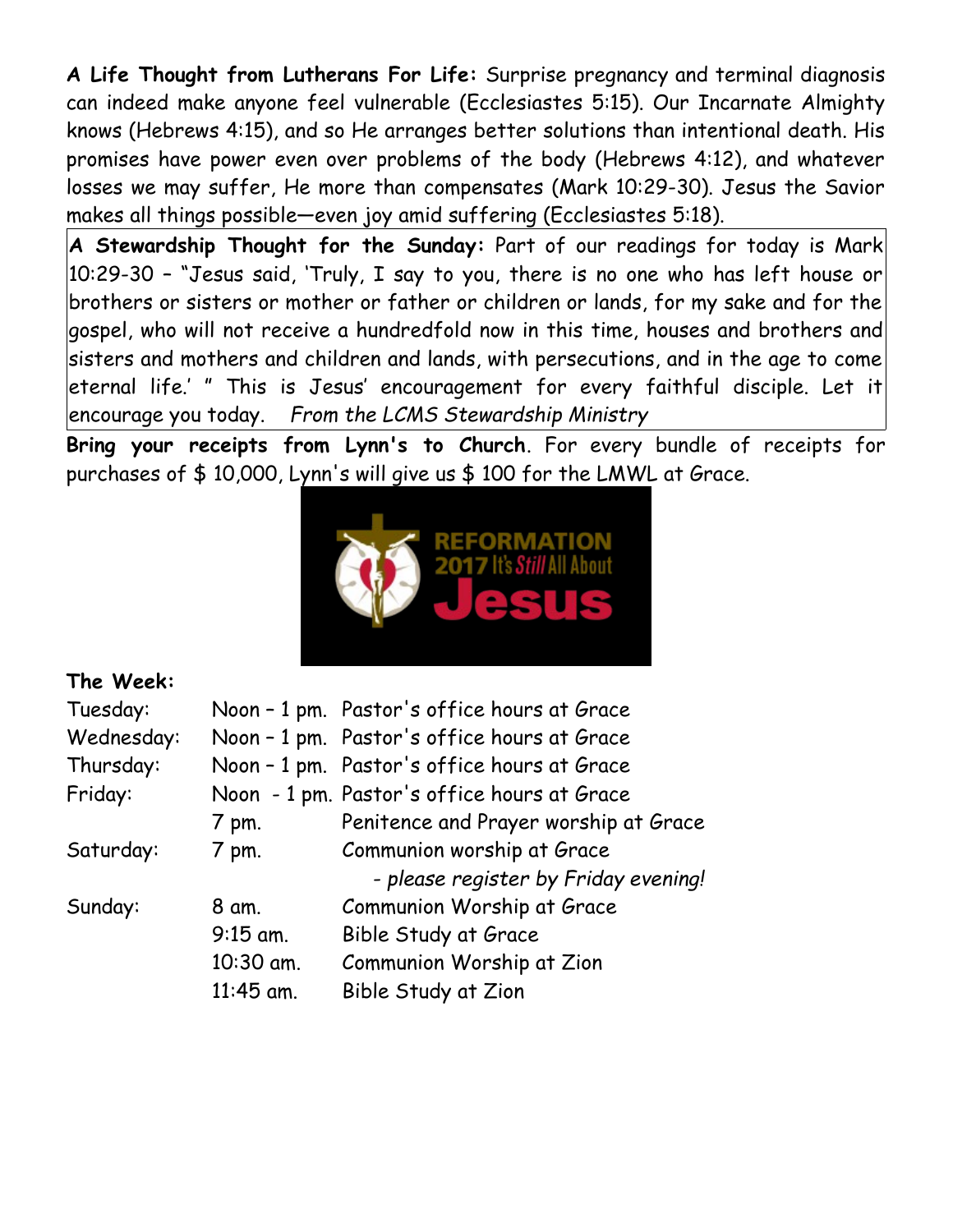**A Life Thought from Lutherans For Life:** Surprise pregnancy and terminal diagnosis can indeed make anyone feel vulnerable (Ecclesiastes 5:15). Our Incarnate Almighty knows (Hebrews 4:15), and so He arranges better solutions than intentional death. His promises have power even over problems of the body (Hebrews 4:12), and whatever losses we may suffer, He more than compensates (Mark 10:29-30). Jesus the Savior makes all things possible—even joy amid suffering (Ecclesiastes 5:18).

**A Stewardship Thought for the Sunday:** Part of our readings for today is Mark 10:29-30 – "Jesus said, 'Truly, I say to you, there is no one who has left house or brothers or sisters or mother or father or children or lands, for my sake and for the gospel, who will not receive a hundredfold now in this time, houses and brothers and sisters and mothers and children and lands, with persecutions, and in the age to come eternal life.' " This is Jesus' encouragement for every faithful disciple. Let it encourage you today. *From the LCMS Stewardship Ministry*

**Bring your receipts from Lynn's to Church**. For every bundle of receipts for purchases of $ 10,000, Lynn's will give us $ 100 for the LMWL at Grace.

REFORMATION 2017 It's *Still* All About Jesus

**The Week:**

| | | |
|---|---|---|
| Tuesday: | Noon – 1 pm. | Pastor's office hours at Grace |
| Wednesday: | Noon – 1 pm. | Pastor's office hours at Grace |
| Thursday: | Noon – 1 pm. | Pastor's office hours at Grace |
| Friday: | Noon - 1 pm. | Pastor's office hours at Grace |
| | 7 pm. | Penitence and Prayer worship at Grace |
| Saturday: | 7 pm. | Communion worship at Grace *- please register by Friday evening!* |
| Sunday: | 8 am. | Communion Worship at Grace |
| | 9:15 am. | Bible Study at Grace |
| | 10:30 am. | Communion Worship at Zion |
| | 11:45 am. | Bible Study at Zion |